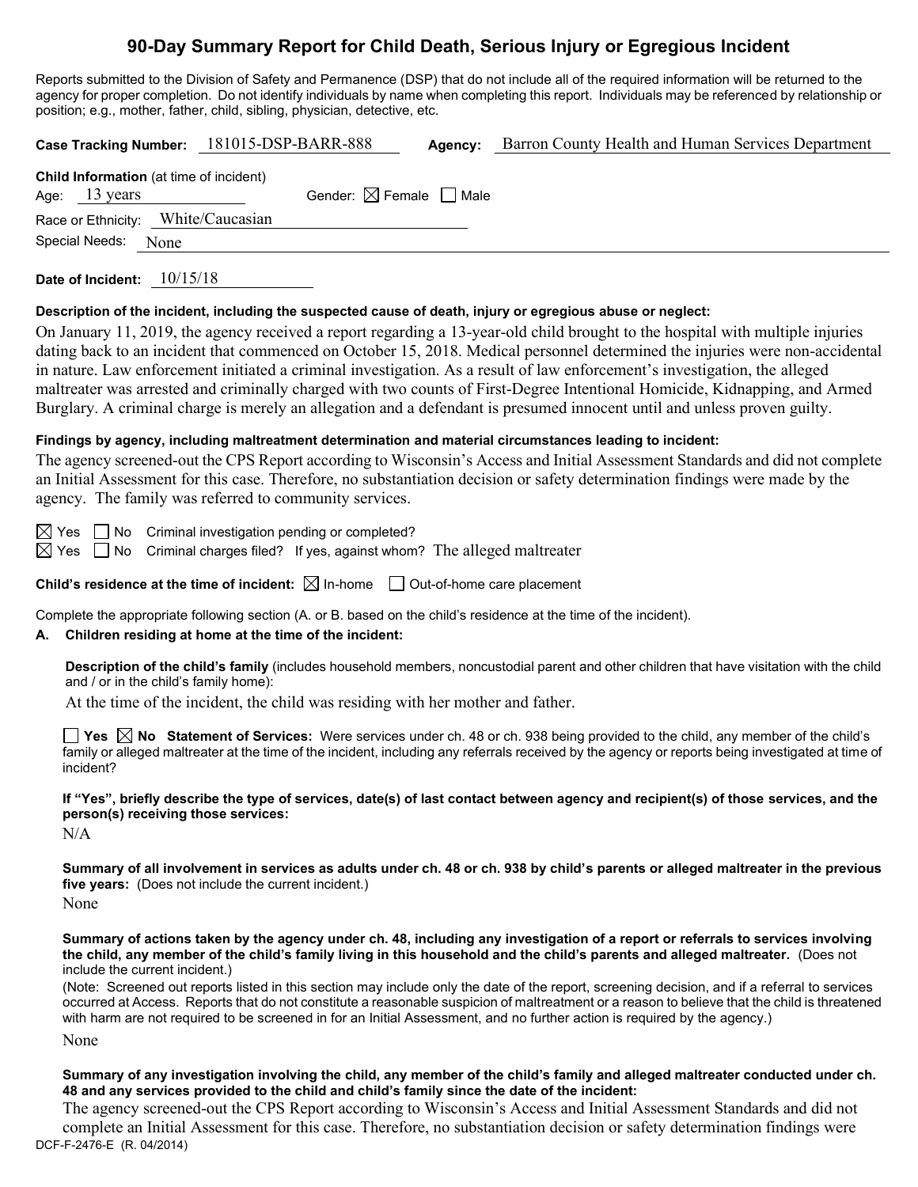# 90-Day Summary Report for Child Death, Serious Injury or Egregious Incident

Reports submitted to the Division of Safety and Permanence (DSP) that do not include all of the required information will be returned to the agency for proper completion. Do not identify individuals by name when completing this report. Individuals may be referenced by relationship or position; e.g., mother, father, child, sibling, physician, detective, etc.

**Case Tracking Number:** 181015-DSP-BARR-888 **Agency:** Barron County Health and Human Services Department

**Child Information** (at time of incident)
Age: 13 years Gender: ☒ Female ☐ Male
Race or Ethnicity: White/Caucasian
Special Needs: None

**Date of Incident:** 10/15/18

**Description of the incident, including the suspected cause of death, injury or egregious abuse or neglect:**

On January 11, 2019, the agency received a report regarding a 13-year-old child brought to the hospital with multiple injuries dating back to an incident that commenced on October 15, 2018. Medical personnel determined the injuries were non-accidental in nature. Law enforcement initiated a criminal investigation. As a result of law enforcement's investigation, the alleged maltreater was arrested and criminally charged with two counts of First-Degree Intentional Homicide, Kidnapping, and Armed Burglary. A criminal charge is merely an allegation and a defendant is presumed innocent until and unless proven guilty.

**Findings by agency, including maltreatment determination and material circumstances leading to incident:**

The agency screened-out the CPS Report according to Wisconsin's Access and Initial Assessment Standards and did not complete an Initial Assessment for this case. Therefore, no substantiation decision or safety determination findings were made by the agency. The family was referred to community services.

☒ Yes ☐ No Criminal investigation pending or completed?
☒ Yes ☐ No Criminal charges filed? If yes, against whom? The alleged maltreater

**Child's residence at the time of incident:** ☒ In-home ☐ Out-of-home care placement

Complete the appropriate following section (A. or B. based on the child's residence at the time of the incident).

**A. Children residing at home at the time of the incident:**

**Description of the child's family** (includes household members, noncustodial parent and other children that have visitation with the child and / or in the child's family home):

At the time of the incident, the child was residing with her mother and father.

☐ **Yes** ☒ **No Statement of Services:** Were services under ch. 48 or ch. 938 being provided to the child, any member of the child's family or alleged maltreater at the time of the incident, including any referrals received by the agency or reports being investigated at time of incident?

**If "Yes", briefly describe the type of services, date(s) of last contact between agency and recipient(s) of those services, and the person(s) receiving those services:**

N/A

**Summary of all involvement in services as adults under ch. 48 or ch. 938 by child's parents or alleged maltreater in the previous five years:** (Does not include the current incident.)

None

**Summary of actions taken by the agency under ch. 48, including any investigation of a report or referrals to services involving the child, any member of the child's family living in this household and the child's parents and alleged maltreater.** (Does not include the current incident.)

(Note: Screened out reports listed in this section may include only the date of the report, screening decision, and if a referral to services occurred at Access. Reports that do not constitute a reasonable suspicion of maltreatment or a reason to believe that the child is threatened with harm are not required to be screened in for an Initial Assessment, and no further action is required by the agency.)

None

**Summary of any investigation involving the child, any member of the child's family and alleged maltreater conducted under ch. 48 and any services provided to the child and child's family since the date of the incident:**

The agency screened-out the CPS Report according to Wisconsin's Access and Initial Assessment Standards and did not complete an Initial Assessment for this case. Therefore, no substantiation decision or safety determination findings were

DCF-F-2476-E (R. 04/2014)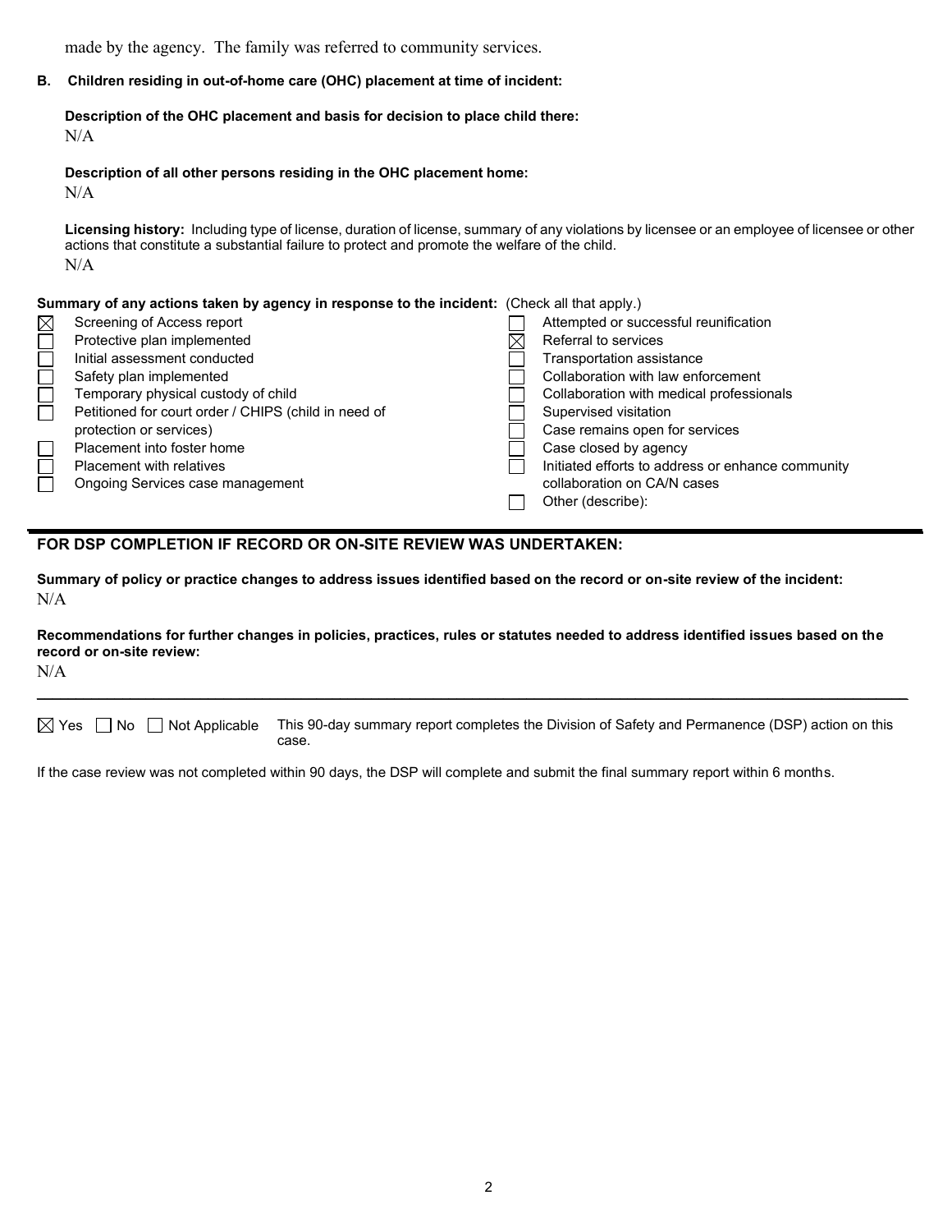made by the agency. The family was referred to community services.

**B. Children residing in out-of-home care (OHC) placement at time of incident:**

**Description of the OHC placement and basis for decision to place child there:**
N/A

**Description of all other persons residing in the OHC placement home:**
N/A

**Licensing history:** Including type of license, duration of license, summary of any violations by licensee or an employee of licensee or other actions that constitute a substantial failure to protect and promote the welfare of the child.
N/A

**Summary of any actions taken by agency in response to the incident:** (Check all that apply.)

- ☒ Screening of Access report
- ☐ Protective plan implemented
- ☐ Initial assessment conducted
- ☐ Safety plan implemented
- ☐ Temporary physical custody of child
- ☐ Petitioned for court order / CHIPS (child in need of protection or services)
- ☐ Placement into foster home
- ☐ Placement with relatives
- ☐ Ongoing Services case management
- ☐ Attempted or successful reunification
- ☒ Referral to services
- ☐ Transportation assistance
- ☐ Collaboration with law enforcement
- ☐ Collaboration with medical professionals
- ☐ Supervised visitation
- ☐ Case remains open for services
- ☐ Case closed by agency
- ☐ Initiated efforts to address or enhance community collaboration on CA/N cases
- ☐ Other (describe):

## FOR DSP COMPLETION IF RECORD OR ON-SITE REVIEW WAS UNDERTAKEN:

**Summary of policy or practice changes to address issues identified based on the record or on-site review of the incident:**
N/A

**Recommendations for further changes in policies, practices, rules or statutes needed to address identified issues based on the record or on-site review:**
N/A

---

☒ Yes ☐ No ☐ Not Applicable This 90-day summary report completes the Division of Safety and Permanence (DSP) action on this case.

If the case review was not completed within 90 days, the DSP will complete and submit the final summary report within 6 months.